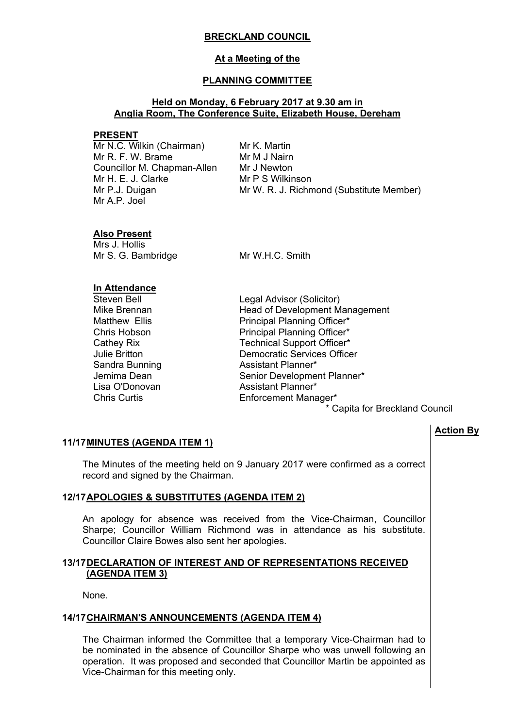# BRECKLAND COUNCIL

## At a Meeting of the

## PLANNING COMMITTEE

### Held on Monday, 6 February 2017 at 9.30 am in Anglia Room, The Conference Suite, Elizabeth House, Dereham

**PRESENT**

Mr N.C. Wilkin (Chairman)
Mr R. F. W. Brame
Councillor M. Chapman-Allen
Mr H. E. J. Clarke
Mr P.J. Duigan
Mr A.P. Joel
Mr K. Martin
Mr M J Nairn
Mr J Newton
Mr P S Wilkinson
Mr W. R. J. Richmond (Substitute Member)

**Also Present**

Mrs J. Hollis
Mr S. G. Bambridge
Mr W.H.C. Smith

**In Attendance**

| | |
|---|---|
| Steven Bell | Legal Advisor (Solicitor) |
| Mike Brennan | Head of Development Management |
| Matthew Ellis | Principal Planning Officer* |
| Chris Hobson | Principal Planning Officer* |
| Cathey Rix | Technical Support Officer* |
| Julie Britton | Democratic Services Officer |
| Sandra Bunning | Assistant Planner* |
| Jemima Dean | Senior Development Planner* |
| Lisa O'Donovan | Assistant Planner* |
| Chris Curtis | Enforcement Manager* |

\* Capita for Breckland Council

**Action By**

**11/17 MINUTES (AGENDA ITEM 1)**

The Minutes of the meeting held on 9 January 2017 were confirmed as a correct record and signed by the Chairman.

**12/17 APOLOGIES & SUBSTITUTES (AGENDA ITEM 2)**

An apology for absence was received from the Vice-Chairman, Councillor Sharpe; Councillor William Richmond was in attendance as his substitute. Councillor Claire Bowes also sent her apologies.

**13/17 DECLARATION OF INTEREST AND OF REPRESENTATIONS RECEIVED (AGENDA ITEM 3)**

None.

**14/17 CHAIRMAN'S ANNOUNCEMENTS (AGENDA ITEM 4)**

The Chairman informed the Committee that a temporary Vice-Chairman had to be nominated in the absence of Councillor Sharpe who was unwell following an operation. It was proposed and seconded that Councillor Martin be appointed as Vice-Chairman for this meeting only.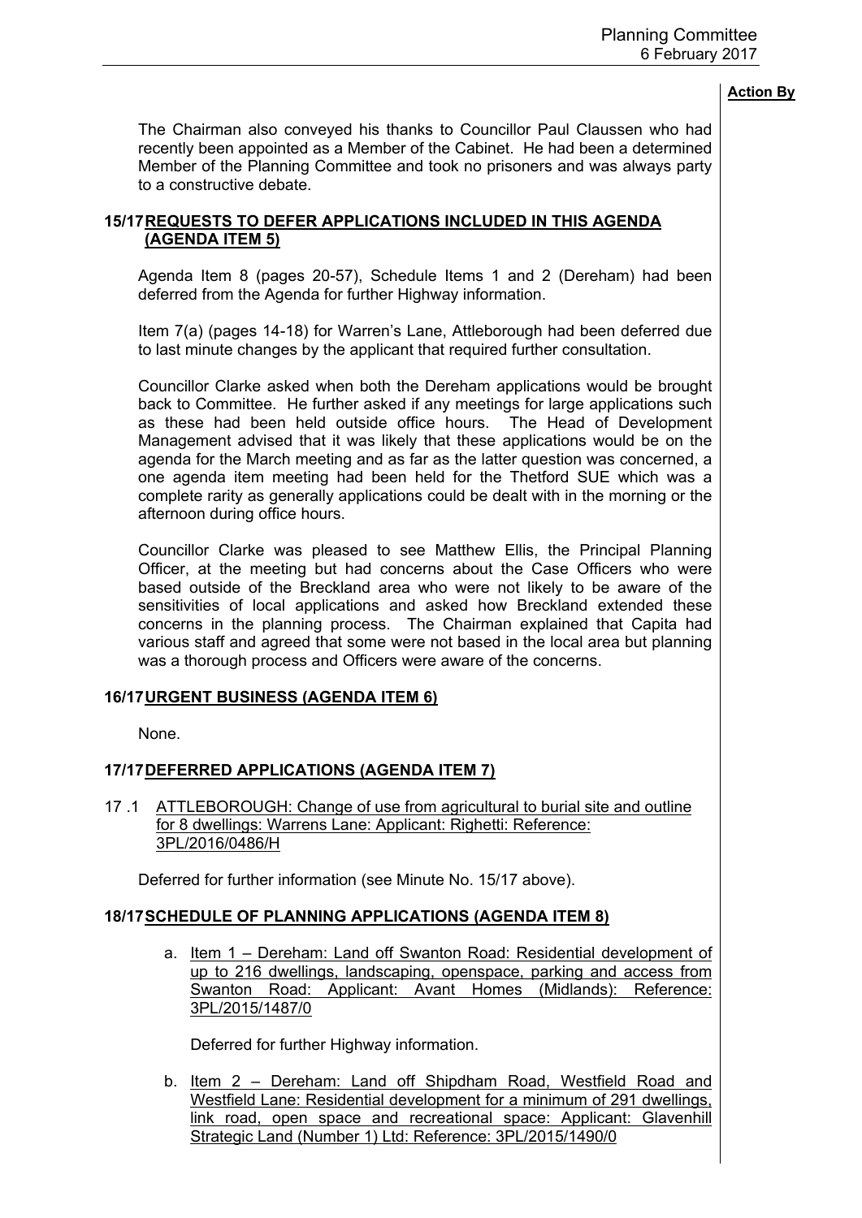**Action By**

The Chairman also conveyed his thanks to Councillor Paul Claussen who had recently been appointed as a Member of the Cabinet. He had been a determined Member of the Planning Committee and took no prisoners and was always party to a constructive debate.

## 15/17 REQUESTS TO DEFER APPLICATIONS INCLUDED IN THIS AGENDA (AGENDA ITEM 5)

Agenda Item 8 (pages 20-57), Schedule Items 1 and 2 (Dereham) had been deferred from the Agenda for further Highway information.

Item 7(a) (pages 14-18) for Warren's Lane, Attleborough had been deferred due to last minute changes by the applicant that required further consultation.

Councillor Clarke asked when both the Dereham applications would be brought back to Committee. He further asked if any meetings for large applications such as these had been held outside office hours. The Head of Development Management advised that it was likely that these applications would be on the agenda for the March meeting and as far as the latter question was concerned, a one agenda item meeting had been held for the Thetford SUE which was a complete rarity as generally applications could be dealt with in the morning or the afternoon during office hours.

Councillor Clarke was pleased to see Matthew Ellis, the Principal Planning Officer, at the meeting but had concerns about the Case Officers who were based outside of the Breckland area who were not likely to be aware of the sensitivities of local applications and asked how Breckland extended these concerns in the planning process. The Chairman explained that Capita had various staff and agreed that some were not based in the local area but planning was a thorough process and Officers were aware of the concerns.

## 16/17 URGENT BUSINESS (AGENDA ITEM 6)

None.

## 17/17 DEFERRED APPLICATIONS (AGENDA ITEM 7)

17 .1 ATTLEBOROUGH: Change of use from agricultural to burial site and outline for 8 dwellings: Warrens Lane: Applicant: Righetti: Reference: 3PL/2016/0486/H

Deferred for further information (see Minute No. 15/17 above).

## 18/17 SCHEDULE OF PLANNING APPLICATIONS (AGENDA ITEM 8)

a. Item 1 – Dereham: Land off Swanton Road: Residential development of up to 216 dwellings, landscaping, openspace, parking and access from Swanton Road: Applicant: Avant Homes (Midlands): Reference: 3PL/2015/1487/0

   Deferred for further Highway information.

b. Item 2 – Dereham: Land off Shipdham Road, Westfield Road and Westfield Lane: Residential development for a minimum of 291 dwellings, link road, open space and recreational space: Applicant: Glavenhill Strategic Land (Number 1) Ltd: Reference: 3PL/2015/1490/0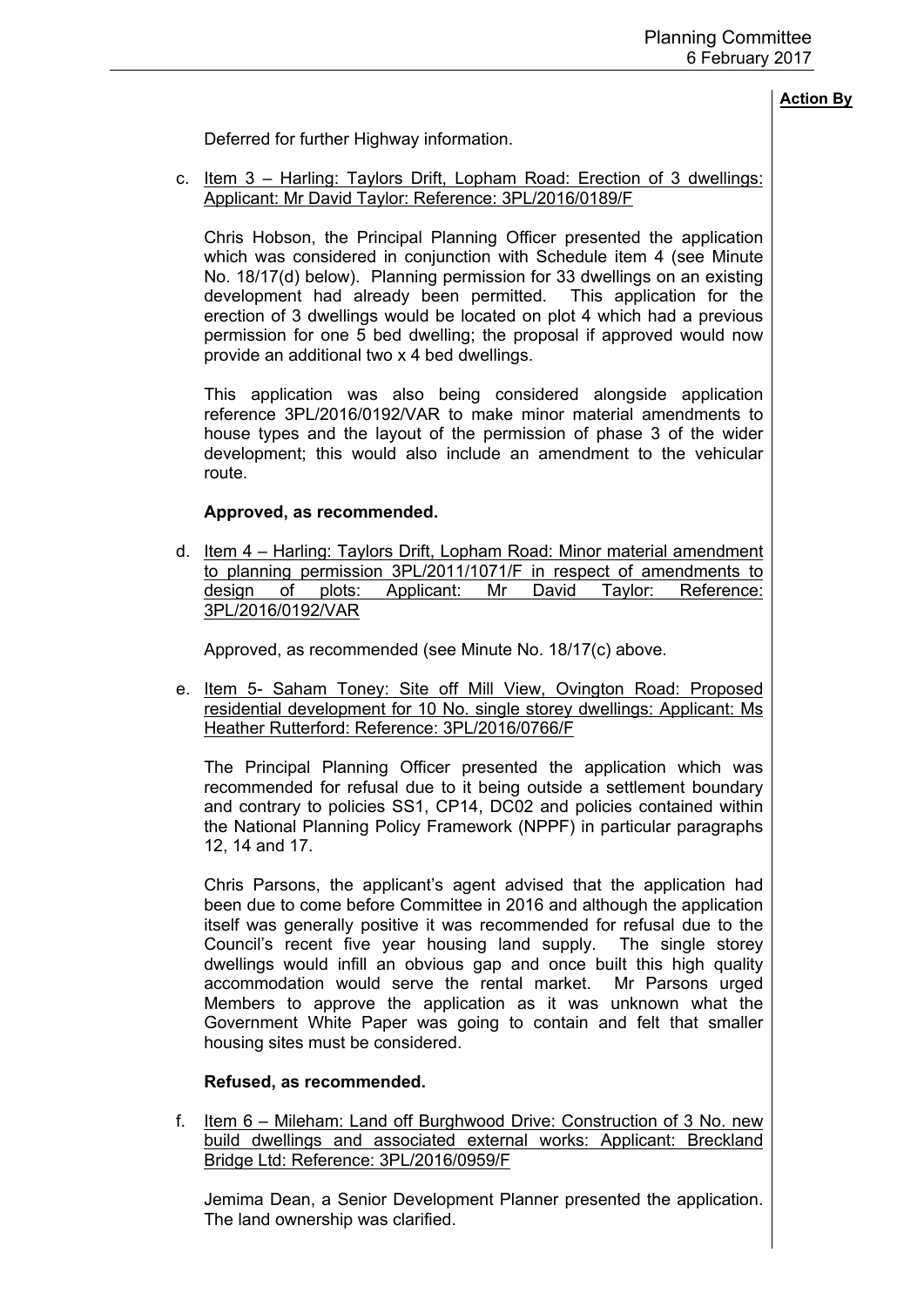**Action By**

Deferred for further Highway information.

c. Item 3 – Harling: Taylors Drift, Lopham Road: Erection of 3 dwellings: Applicant: Mr David Taylor: Reference: 3PL/2016/0189/F

Chris Hobson, the Principal Planning Officer presented the application which was considered in conjunction with Schedule item 4 (see Minute No. 18/17(d) below). Planning permission for 33 dwellings on an existing development had already been permitted. This application for the erection of 3 dwellings would be located on plot 4 which had a previous permission for one 5 bed dwelling; the proposal if approved would now provide an additional two x 4 bed dwellings.

This application was also being considered alongside application reference 3PL/2016/0192/VAR to make minor material amendments to house types and the layout of the permission of phase 3 of the wider development; this would also include an amendment to the vehicular route.

**Approved, as recommended.**

d. Item 4 – Harling: Taylors Drift, Lopham Road: Minor material amendment to planning permission 3PL/2011/1071/F in respect of amendments to design of plots: Applicant: Mr David Taylor: Reference: 3PL/2016/0192/VAR

Approved, as recommended (see Minute No. 18/17(c) above.

e. Item 5- Saham Toney: Site off Mill View, Ovington Road: Proposed residential development for 10 No. single storey dwellings: Applicant: Ms Heather Rutterford: Reference: 3PL/2016/0766/F

The Principal Planning Officer presented the application which was recommended for refusal due to it being outside a settlement boundary and contrary to policies SS1, CP14, DC02 and policies contained within the National Planning Policy Framework (NPPF) in particular paragraphs 12, 14 and 17.

Chris Parsons, the applicant's agent advised that the application had been due to come before Committee in 2016 and although the application itself was generally positive it was recommended for refusal due to the Council's recent five year housing land supply. The single storey dwellings would infill an obvious gap and once built this high quality accommodation would serve the rental market. Mr Parsons urged Members to approve the application as it was unknown what the Government White Paper was going to contain and felt that smaller housing sites must be considered.

**Refused, as recommended.**

f. Item 6 – Mileham: Land off Burghwood Drive: Construction of 3 No. new build dwellings and associated external works: Applicant: Breckland Bridge Ltd: Reference: 3PL/2016/0959/F

Jemima Dean, a Senior Development Planner presented the application. The land ownership was clarified.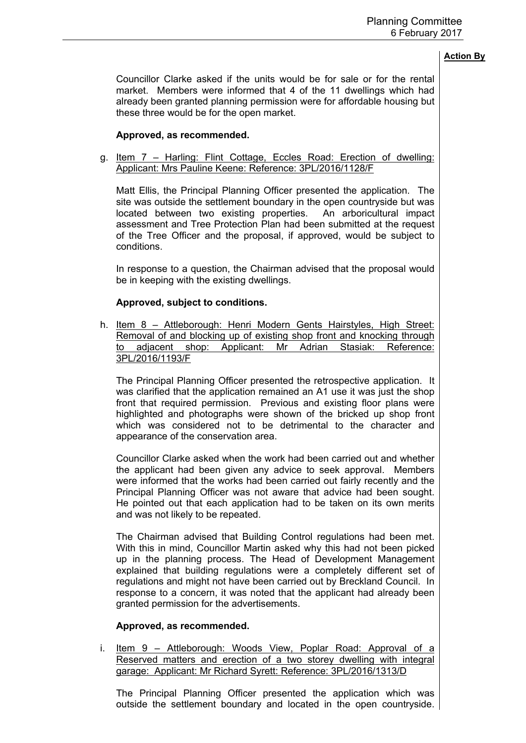**Action By**

Councillor Clarke asked if the units would be for sale or for the rental market. Members were informed that 4 of the 11 dwellings which had already been granted planning permission were for affordable housing but these three would be for the open market.

**Approved, as recommended.**

g. Item 7 – Harling: Flint Cottage, Eccles Road: Erection of dwelling: Applicant: Mrs Pauline Keene: Reference: 3PL/2016/1128/F

Matt Ellis, the Principal Planning Officer presented the application. The site was outside the settlement boundary in the open countryside but was located between two existing properties. An arboricultural impact assessment and Tree Protection Plan had been submitted at the request of the Tree Officer and the proposal, if approved, would be subject to conditions.

In response to a question, the Chairman advised that the proposal would be in keeping with the existing dwellings.

**Approved, subject to conditions.**

h. Item 8 – Attleborough: Henri Modern Gents Hairstyles, High Street: Removal of and blocking up of existing shop front and knocking through to adjacent shop: Applicant: Mr Adrian Stasiak: Reference: 3PL/2016/1193/F

The Principal Planning Officer presented the retrospective application. It was clarified that the application remained an A1 use it was just the shop front that required permission. Previous and existing floor plans were highlighted and photographs were shown of the bricked up shop front which was considered not to be detrimental to the character and appearance of the conservation area.

Councillor Clarke asked when the work had been carried out and whether the applicant had been given any advice to seek approval. Members were informed that the works had been carried out fairly recently and the Principal Planning Officer was not aware that advice had been sought. He pointed out that each application had to be taken on its own merits and was not likely to be repeated.

The Chairman advised that Building Control regulations had been met. With this in mind, Councillor Martin asked why this had not been picked up in the planning process. The Head of Development Management explained that building regulations were a completely different set of regulations and might not have been carried out by Breckland Council. In response to a concern, it was noted that the applicant had already been granted permission for the advertisements.

**Approved, as recommended.**

i. Item 9 – Attleborough: Woods View, Poplar Road: Approval of a Reserved matters and erection of a two storey dwelling with integral garage: Applicant: Mr Richard Syrett: Reference: 3PL/2016/1313/D

The Principal Planning Officer presented the application which was outside the settlement boundary and located in the open countryside.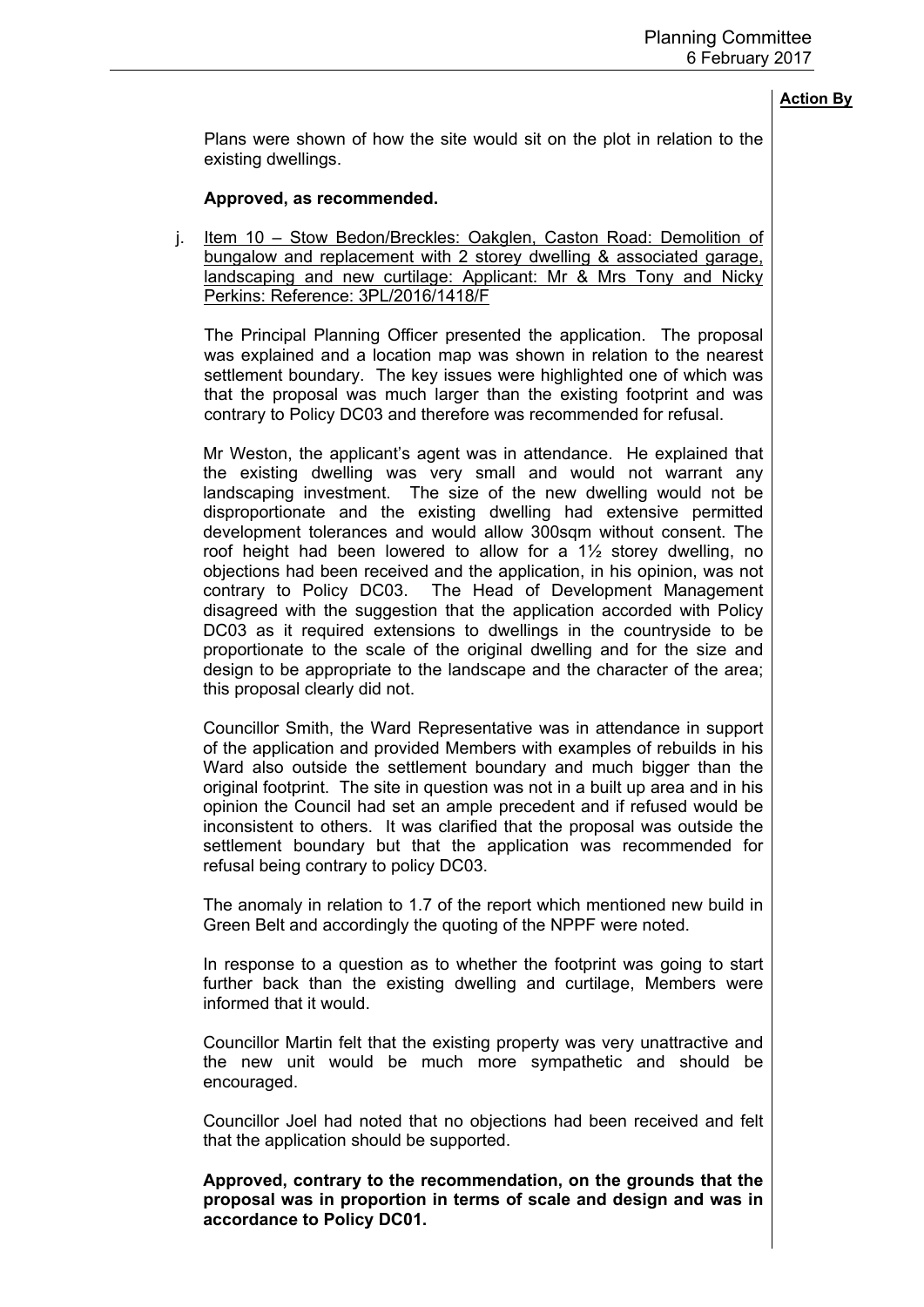**Action By**

Plans were shown of how the site would sit on the plot in relation to the existing dwellings.

**Approved, as recommended.**

j. Item 10 – Stow Bedon/Breckles: Oakglen, Caston Road: Demolition of bungalow and replacement with 2 storey dwelling & associated garage, landscaping and new curtilage: Applicant: Mr & Mrs Tony and Nicky Perkins: Reference: 3PL/2016/1418/F

The Principal Planning Officer presented the application. The proposal was explained and a location map was shown in relation to the nearest settlement boundary. The key issues were highlighted one of which was that the proposal was much larger than the existing footprint and was contrary to Policy DC03 and therefore was recommended for refusal.

Mr Weston, the applicant's agent was in attendance. He explained that the existing dwelling was very small and would not warrant any landscaping investment. The size of the new dwelling would not be disproportionate and the existing dwelling had extensive permitted development tolerances and would allow 300sqm without consent. The roof height had been lowered to allow for a 1½ storey dwelling, no objections had been received and the application, in his opinion, was not contrary to Policy DC03. The Head of Development Management disagreed with the suggestion that the application accorded with Policy DC03 as it required extensions to dwellings in the countryside to be proportionate to the scale of the original dwelling and for the size and design to be appropriate to the landscape and the character of the area; this proposal clearly did not.

Councillor Smith, the Ward Representative was in attendance in support of the application and provided Members with examples of rebuilds in his Ward also outside the settlement boundary and much bigger than the original footprint. The site in question was not in a built up area and in his opinion the Council had set an ample precedent and if refused would be inconsistent to others. It was clarified that the proposal was outside the settlement boundary but that the application was recommended for refusal being contrary to policy DC03.

The anomaly in relation to 1.7 of the report which mentioned new build in Green Belt and accordingly the quoting of the NPPF were noted.

In response to a question as to whether the footprint was going to start further back than the existing dwelling and curtilage, Members were informed that it would.

Councillor Martin felt that the existing property was very unattractive and the new unit would be much more sympathetic and should be encouraged.

Councillor Joel had noted that no objections had been received and felt that the application should be supported.

**Approved, contrary to the recommendation, on the grounds that the proposal was in proportion in terms of scale and design and was in accordance to Policy DC01.**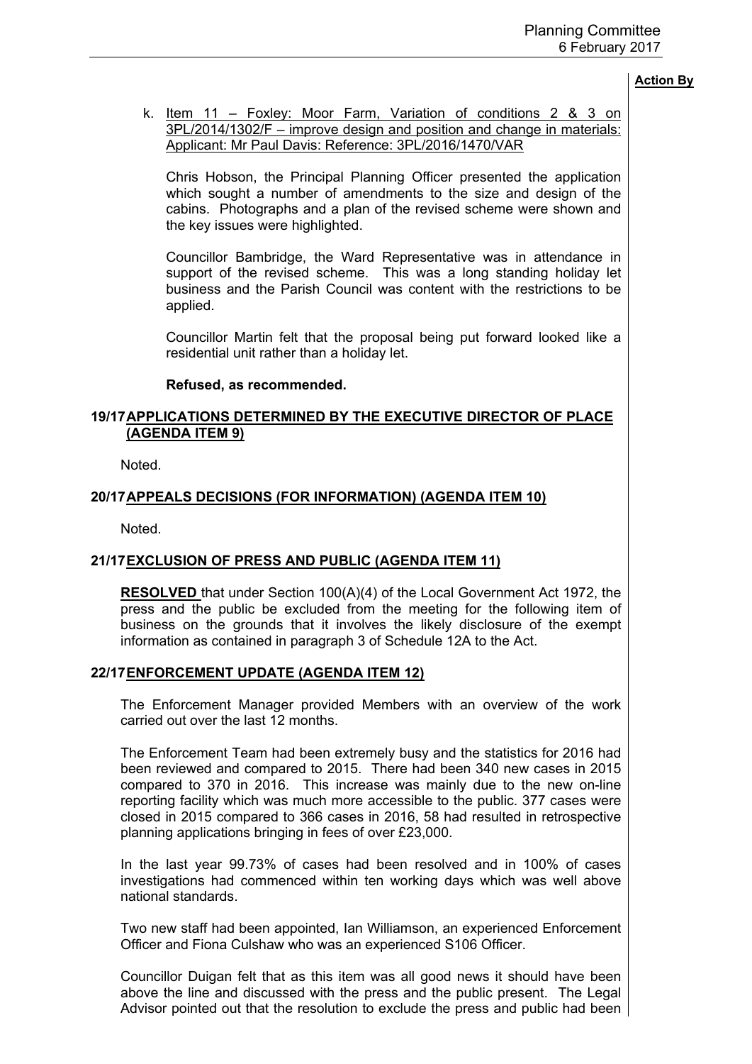**Action By**

k. Item 11 – Foxley: Moor Farm, Variation of conditions 2 & 3 on 3PL/2014/1302/F – improve design and position and change in materials: Applicant: Mr Paul Davis: Reference: 3PL/2016/1470/VAR

Chris Hobson, the Principal Planning Officer presented the application which sought a number of amendments to the size and design of the cabins. Photographs and a plan of the revised scheme were shown and the key issues were highlighted.

Councillor Bambridge, the Ward Representative was in attendance in support of the revised scheme. This was a long standing holiday let business and the Parish Council was content with the restrictions to be applied.

Councillor Martin felt that the proposal being put forward looked like a residential unit rather than a holiday let.

**Refused, as recommended.**

## 19/17 APPLICATIONS DETERMINED BY THE EXECUTIVE DIRECTOR OF PLACE (AGENDA ITEM 9)

Noted.

## 20/17 APPEALS DECISIONS (FOR INFORMATION) (AGENDA ITEM 10)

Noted.

## 21/17 EXCLUSION OF PRESS AND PUBLIC (AGENDA ITEM 11)

**RESOLVED** that under Section 100(A)(4) of the Local Government Act 1972, the press and the public be excluded from the meeting for the following item of business on the grounds that it involves the likely disclosure of the exempt information as contained in paragraph 3 of Schedule 12A to the Act.

## 22/17 ENFORCEMENT UPDATE (AGENDA ITEM 12)

The Enforcement Manager provided Members with an overview of the work carried out over the last 12 months.

The Enforcement Team had been extremely busy and the statistics for 2016 had been reviewed and compared to 2015. There had been 340 new cases in 2015 compared to 370 in 2016. This increase was mainly due to the new on-line reporting facility which was much more accessible to the public. 377 cases were closed in 2015 compared to 366 cases in 2016, 58 had resulted in retrospective planning applications bringing in fees of over £23,000.

In the last year 99.73% of cases had been resolved and in 100% of cases investigations had commenced within ten working days which was well above national standards.

Two new staff had been appointed, Ian Williamson, an experienced Enforcement Officer and Fiona Culshaw who was an experienced S106 Officer.

Councillor Duigan felt that as this item was all good news it should have been above the line and discussed with the press and the public present. The Legal Advisor pointed out that the resolution to exclude the press and public had been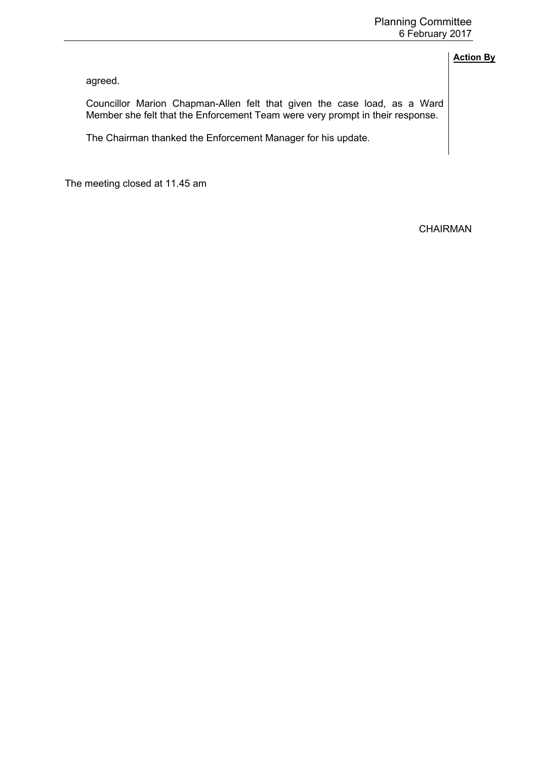**Action By**

agreed.

Councillor Marion Chapman-Allen felt that given the case load, as a Ward Member she felt that the Enforcement Team were very prompt in their response.

The Chairman thanked the Enforcement Manager for his update.

The meeting closed at 11.45 am

CHAIRMAN